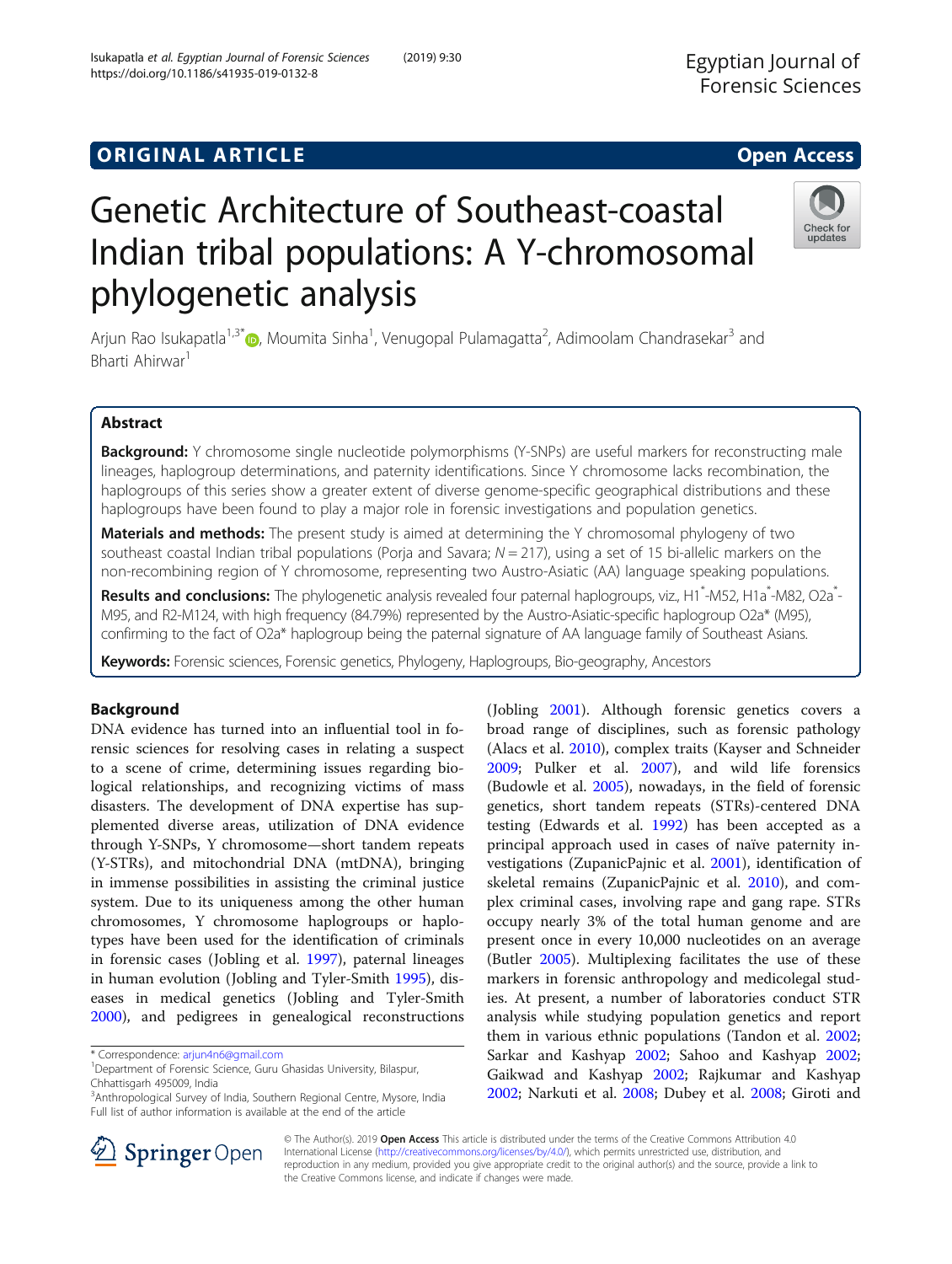ORIGINAL ARTICLE

Open Access

# Genetic Architecture of Southeast-coastal Indian tribal populations: A Y-chromosomal phylogenetic analysis

Arjun Rao Isukapatla[1,3*], Moumita Sinha[1], Venugopal Pulamagatta[2], Adimoolam Chandrasekar[3] and Bharti Ahirwar[1]

## Abstract

**Background:** Y chromosome single nucleotide polymorphisms (Y-SNPs) are useful markers for reconstructing male lineages, haplogroup determinations, and paternity identifications. Since Y chromosome lacks recombination, the haplogroups of this series show a greater extent of diverse genome-specific geographical distributions and these haplogroups have been found to play a major role in forensic investigations and population genetics.

**Materials and methods:** The present study is aimed at determining the Y chromosomal phylogeny of two southeast coastal Indian tribal populations (Porja and Savara; $N = 217$), using a set of 15 bi-allelic markers on the non-recombining region of Y chromosome, representing two Austro-Asiatic (AA) language speaking populations.

**Results and conclusions:** The phylogenetic analysis revealed four paternal haplogroups, viz., H1*-M52, H1a*-M82, O2a*-M95, and R2-M124, with high frequency (84.79%) represented by the Austro-Asiatic-specific haplogroup O2a* (M95), confirming to the fact of O2a* haplogroup being the paternal signature of AA language family of Southeast Asians.

**Keywords:** Forensic sciences, Forensic genetics, Phylogeny, Haplogroups, Bio-geography, Ancestors

## Background

DNA evidence has turned into an influential tool in forensic sciences for resolving cases in relating a suspect to a scene of crime, determining issues regarding biological relationships, and recognizing victims of mass disasters. The development of DNA expertise has supplemented diverse areas, utilization of DNA evidence through Y-SNPs, Y chromosome—short tandem repeats (Y-STRs), and mitochondrial DNA (mtDNA), bringing in immense possibilities in assisting the criminal justice system. Due to its uniqueness among the other human chromosomes, Y chromosome haplogroups or haplotypes have been used for the identification of criminals in forensic cases (Jobling et al. 1997), paternal lineages in human evolution (Jobling and Tyler-Smith 1995), diseases in medical genetics (Jobling and Tyler-Smith 2000), and pedigrees in genealogical reconstructions (Jobling 2001). Although forensic genetics covers a broad range of disciplines, such as forensic pathology (Alacs et al. 2010), complex traits (Kayser and Schneider 2009; Pulker et al. 2007), and wild life forensics (Budowle et al. 2005), nowadays, in the field of forensic genetics, short tandem repeats (STRs)-centered DNA testing (Edwards et al. 1992) has been accepted as a principal approach used in cases of naïve paternity investigations (ZupanicPajnic et al. 2001), identification of skeletal remains (ZupanicPajnic et al. 2010), and complex criminal cases, involving rape and gang rape. STRs occupy nearly 3% of the total human genome and are present once in every 10,000 nucleotides on an average (Butler 2005). Multiplexing facilitates the use of these markers in forensic anthropology and medicolegal studies. At present, a number of laboratories conduct STR analysis while studying population genetics and report them in various ethnic populations (Tandon et al. 2002; Sarkar and Kashyap 2002; Sahoo and Kashyap 2002; Gaikwad and Kashyap 2002; Rajkumar and Kashyap 2002; Narkuti et al. 2008; Dubey et al. 2008; Giroti and

---

\* Correspondence: arjun4n6@gmail.com
[1]Department of Forensic Science, Guru Ghasidas University, Bilaspur, Chhattisgarh 495009, India
[3]Anthropological Survey of India, Southern Regional Centre, Mysore, India
Full list of author information is available at the end of the article

© The Author(s). 2019 **Open Access** This article is distributed under the terms of the Creative Commons Attribution 4.0 International License (http://creativecommons.org/licenses/by/4.0/), which permits unrestricted use, distribution, and reproduction in any medium, provided you give appropriate credit to the original author(s) and the source, provide a link to the Creative Commons license, and indicate if changes were made.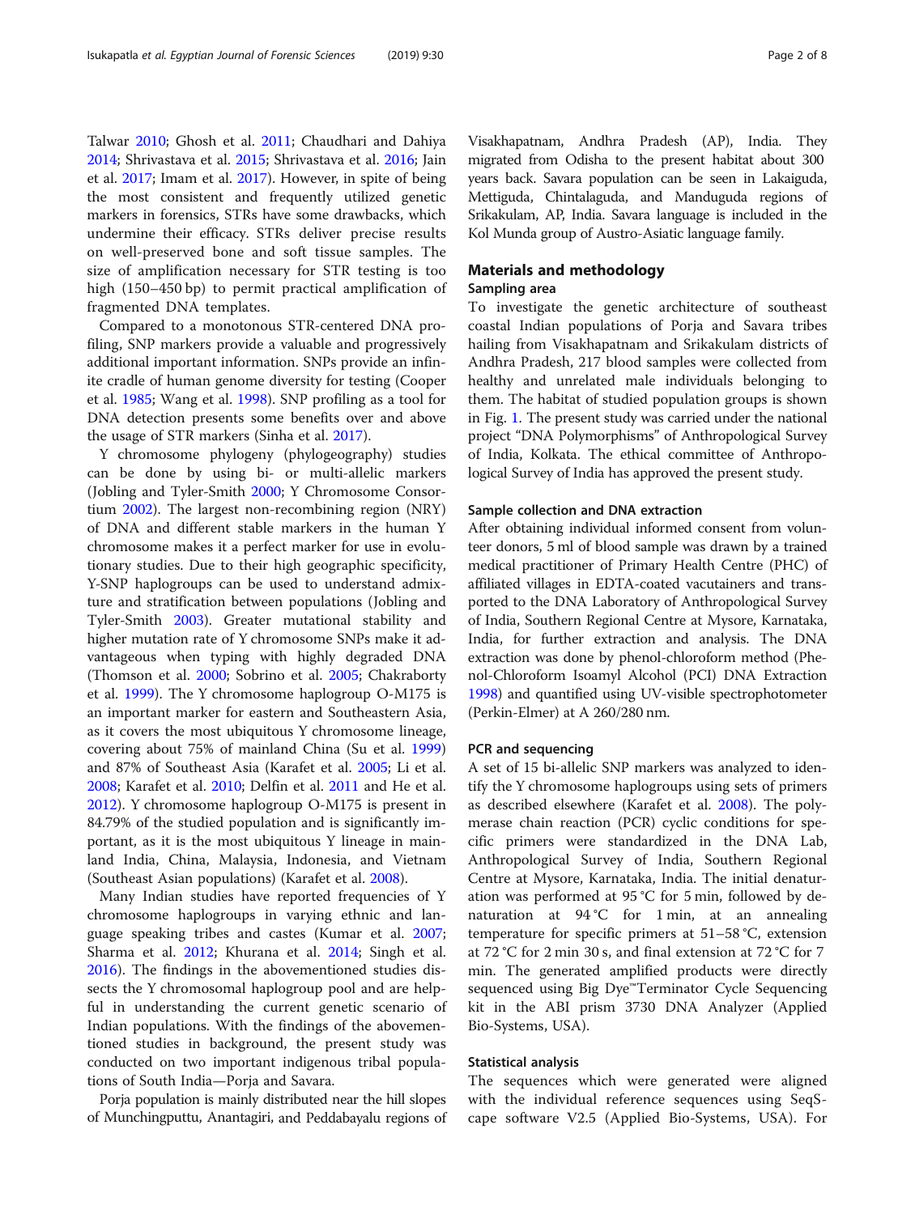Talwar 2010; Ghosh et al. 2011; Chaudhari and Dahiya 2014; Shrivastava et al. 2015; Shrivastava et al. 2016; Jain et al. 2017; Imam et al. 2017). However, in spite of being the most consistent and frequently utilized genetic markers in forensics, STRs have some drawbacks, which undermine their efficacy. STRs deliver precise results on well-preserved bone and soft tissue samples. The size of amplification necessary for STR testing is too high (150–450 bp) to permit practical amplification of fragmented DNA templates.

Compared to a monotonous STR-centered DNA profiling, SNP markers provide a valuable and progressively additional important information. SNPs provide an infinite cradle of human genome diversity for testing (Cooper et al. 1985; Wang et al. 1998). SNP profiling as a tool for DNA detection presents some benefits over and above the usage of STR markers (Sinha et al. 2017).

Y chromosome phylogeny (phylogeography) studies can be done by using bi- or multi-allelic markers (Jobling and Tyler-Smith 2000; Y Chromosome Consortium 2002). The largest non-recombining region (NRY) of DNA and different stable markers in the human Y chromosome makes it a perfect marker for use in evolutionary studies. Due to their high geographic specificity, Y-SNP haplogroups can be used to understand admixture and stratification between populations (Jobling and Tyler-Smith 2003). Greater mutational stability and higher mutation rate of Y chromosome SNPs make it advantageous when typing with highly degraded DNA (Thomson et al. 2000; Sobrino et al. 2005; Chakraborty et al. 1999). The Y chromosome haplogroup O-M175 is an important marker for eastern and Southeastern Asia, as it covers the most ubiquitous Y chromosome lineage, covering about 75% of mainland China (Su et al. 1999) and 87% of Southeast Asia (Karafet et al. 2005; Li et al. 2008; Karafet et al. 2010; Delfin et al. 2011 and He et al. 2012). Y chromosome haplogroup O-M175 is present in 84.79% of the studied population and is significantly important, as it is the most ubiquitous Y lineage in mainland India, China, Malaysia, Indonesia, and Vietnam (Southeast Asian populations) (Karafet et al. 2008).

Many Indian studies have reported frequencies of Y chromosome haplogroups in varying ethnic and language speaking tribes and castes (Kumar et al. 2007; Sharma et al. 2012; Khurana et al. 2014; Singh et al. 2016). The findings in the abovementioned studies dissects the Y chromosomal haplogroup pool and are helpful in understanding the current genetic scenario of Indian populations. With the findings of the abovementioned studies in background, the present study was conducted on two important indigenous tribal populations of South India—Porja and Savara.

Porja population is mainly distributed near the hill slopes of Munchingputtu, Anantagiri, and Peddabayalu regions of Visakhapatnam, Andhra Pradesh (AP), India. They migrated from Odisha to the present habitat about 300 years back. Savara population can be seen in Lakaiguda, Mettiguda, Chintalaguda, and Manduguda regions of Srikakulam, AP, India. Savara language is included in the Kol Munda group of Austro-Asiatic language family.

## Materials and methodology

### Sampling area

To investigate the genetic architecture of southeast coastal Indian populations of Porja and Savara tribes hailing from Visakhapatnam and Srikakulam districts of Andhra Pradesh, 217 blood samples were collected from healthy and unrelated male individuals belonging to them. The habitat of studied population groups is shown in Fig. 1. The present study was carried under the national project "DNA Polymorphisms" of Anthropological Survey of India, Kolkata. The ethical committee of Anthropological Survey of India has approved the present study.

### Sample collection and DNA extraction

After obtaining individual informed consent from volunteer donors, 5 ml of blood sample was drawn by a trained medical practitioner of Primary Health Centre (PHC) of affiliated villages in EDTA-coated vacutainers and transported to the DNA Laboratory of Anthropological Survey of India, Southern Regional Centre at Mysore, Karnataka, India, for further extraction and analysis. The DNA extraction was done by phenol-chloroform method (Phenol-Chloroform Isoamyl Alcohol (PCI) DNA Extraction 1998) and quantified using UV-visible spectrophotometer (Perkin-Elmer) at A 260/280 nm.

### PCR and sequencing

A set of 15 bi-allelic SNP markers was analyzed to identify the Y chromosome haplogroups using sets of primers as described elsewhere (Karafet et al. 2008). The polymerase chain reaction (PCR) cyclic conditions for specific primers were standardized in the DNA Lab, Anthropological Survey of India, Southern Regional Centre at Mysore, Karnataka, India. The initial denaturation was performed at 95 °C for 5 min, followed by denaturation at 94 °C for 1 min, at an annealing temperature for specific primers at 51–58 °C, extension at 72 °C for 2 min 30 s, and final extension at 72 °C for 7 min. The generated amplified products were directly sequenced using Big Dye™Terminator Cycle Sequencing kit in the ABI prism 3730 DNA Analyzer (Applied Bio-Systems, USA).

### Statistical analysis

The sequences which were generated were aligned with the individual reference sequences using SeqScape software V2.5 (Applied Bio-Systems, USA). For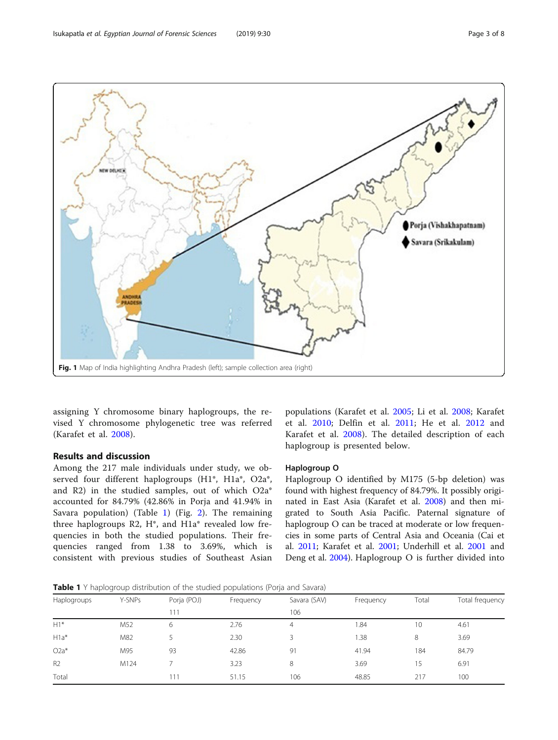Fig. 1 Map of India highlighting Andhra Pradesh (left); sample collection area (right)

assigning Y chromosome binary haplogroups, the revised Y chromosome phylogenetic tree was referred (Karafet et al. 2008).

## Results and discussion

Among the 217 male individuals under study, we observed four different haplogroups (H1*, H1a*, O2a*, and R2) in the studied samples, out of which O2a* accounted for 84.79% (42.86% in Porja and 41.94% in Savara population) (Table 1) (Fig. 2). The remaining three haplogroups R2, H*, and H1a* revealed low frequencies in both the studied populations. Their frequencies ranged from 1.38 to 3.69%, which is consistent with previous studies of Southeast Asian populations (Karafet et al. 2005; Li et al. 2008; Karafet et al. 2010; Delfin et al. 2011; He et al. 2012 and Karafet et al. 2008). The detailed description of each haplogroup is presented below.

### Haplogroup O

Haplogroup O identified by M175 (5-bp deletion) was found with highest frequency of 84.79%. It possibly originated in East Asia (Karafet et al. 2008) and then migrated to South Asia Pacific. Paternal signature of haplogroup O can be traced at moderate or low frequencies in some parts of Central Asia and Oceania (Cai et al. 2011; Karafet et al. 2001; Underhill et al. 2001 and Deng et al. 2004). Haplogroup O is further divided into

**Table 1** Y haplogroup distribution of the studied populations (Porja and Savara)

| Haplogroups | Y-SNPs | Porja (POJ) | Frequency | Savara (SAV) | Frequency | Total | Total frequency |
|---|---|---|---|---|---|---|---|
| | | 111 | | 106 | | | |
| H1* | M52 | 6 | 2.76 | 4 | 1.84 | 10 | 4.61 |
| H1a* | M82 | 5 | 2.30 | 3 | 1.38 | 8 | 3.69 |
| O2a* | M95 | 93 | 42.86 | 91 | 41.94 | 184 | 84.79 |
| R2 | M124 | 7 | 3.23 | 8 | 3.69 | 15 | 6.91 |
| Total | | 111 | 51.15 | 106 | 48.85 | 217 | 100 |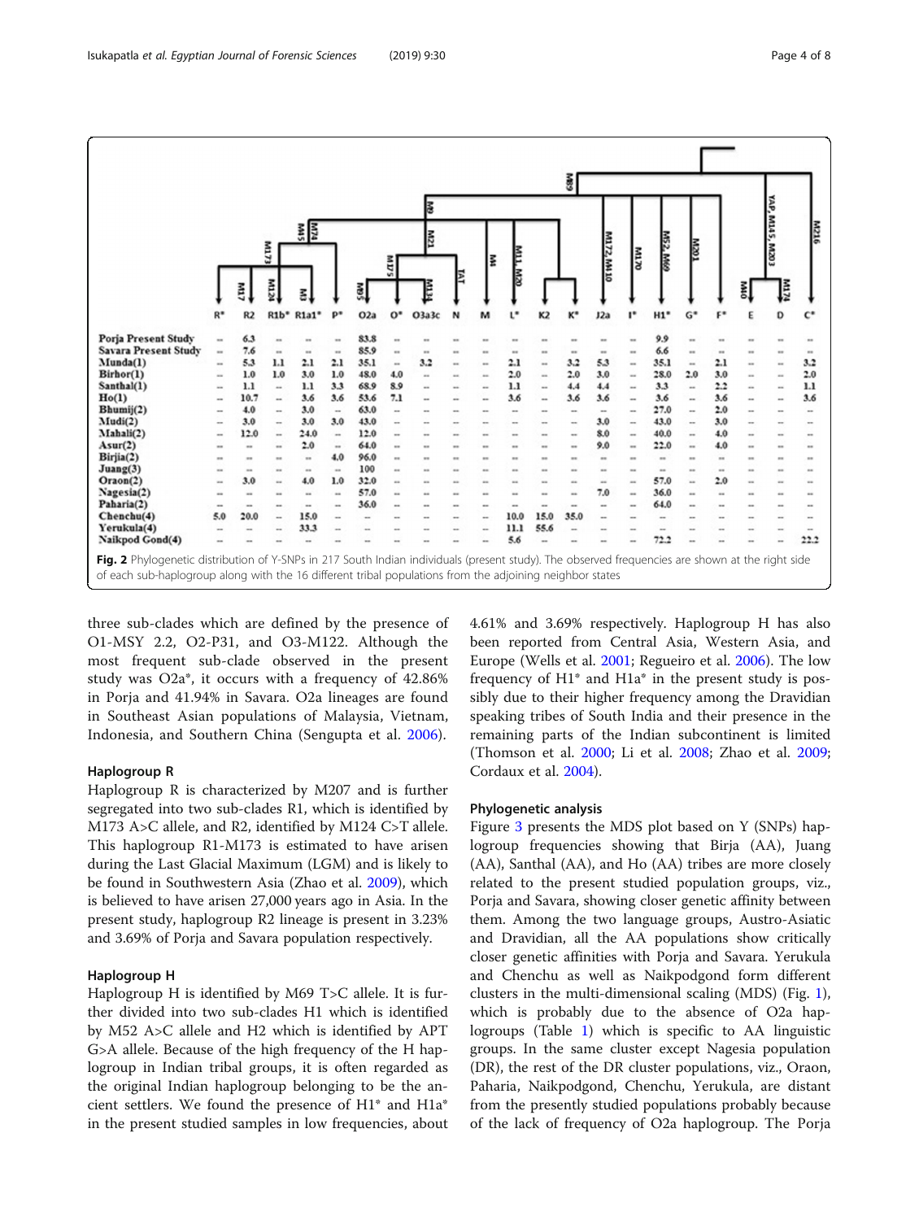| | R* | R2 | R1b* | R1a1* | P* | O2a | O* | O3a3c | N | M | L* | K2 | K* | J2a | I* | H1* | G* | F* | E | D | C* |
|---|---|---|---|---|---|---|---|---|---|---|---|---|---|---|---|---|---|---|---|---|---|
| Porja Present Study | – | 6.3 | – | – | – | 83.8 | – | – | – | – | – | – | – | – | – | 9.9 | – | – | – | – | – |
| Savara Present Study | – | 7.6 | – | – | – | 85.9 | – | – | – | – | – | – | – | – | – | 6.6 | – | – | – | – | – |
| Munda(1) | – | 5.3 | 1.1 | 2.1 | 2.1 | 35.1 | – | 3.2 | – | – | 2.1 | – | 3.2 | 5.3 | – | 35.1 | – | 2.1 | – | – | 3.2 |
| Birhor(1) | – | 1.0 | 1.0 | 3.0 | 1.0 | 48.0 | 4.0 | – | – | – | 2.0 | – | 2.0 | 3.0 | – | 28.0 | 2.0 | 3.0 | – | – | 2.0 |
| Santhal(1) | – | 1.1 | – | 1.1 | 3.3 | 68.9 | 8.9 | – | – | – | 1.1 | – | 4.4 | 4.4 | – | 3.3 | – | 2.2 | – | – | 1.1 |
| Ho(1) | – | 10.7 | – | 3.6 | 3.6 | 53.6 | 7.1 | – | – | – | 3.6 | – | 3.6 | 3.6 | – | 3.6 | – | 3.6 | – | – | 3.6 |
| Bhumij(2) | – | 4.0 | – | 3.0 | – | 63.0 | – | – | – | – | – | – | – | – | – | 27.0 | – | 2.0 | – | – | – |
| Mudi(2) | – | 3.0 | – | 3.0 | 3.0 | 43.0 | – | – | – | – | – | – | – | 3.0 | – | 43.0 | – | 3.0 | – | – | – |
| Mahali(2) | – | 12.0 | – | 24.0 | – | 12.0 | – | – | – | – | – | – | – | 8.0 | – | 40.0 | – | 4.0 | – | – | – |
| Asur(2) | – | – | – | 2.0 | – | 64.0 | – | – | – | – | – | – | – | 9.0 | – | 22.0 | – | 4.0 | – | – | – |
| Birjia(2) | – | – | – | – | 4.0 | 96.0 | – | – | – | – | – | – | – | – | – | – | – | – | – | – | – |
| Juang(3) | – | – | – | – | – | 100 | – | – | – | – | – | – | – | – | – | – | – | – | – | – | – |
| Oraon(2) | – | 3.0 | – | 4.0 | 1.0 | 32.0 | – | – | – | – | – | – | – | – | – | 57.0 | – | 2.0 | – | – | – |
| Nagesia(2) | – | – | – | – | – | 57.0 | – | – | – | – | – | – | – | 7.0 | – | 36.0 | – | – | – | – | – |
| Paharia(2) | – | – | – | – | – | 36.0 | – | – | – | – | – | – | – | – | – | 64.0 | – | – | – | – | – |
| Chenchu(4) | 5.0 | 20.0 | – | 15.0 | – | – | – | – | – | – | 10.0 | 15.0 | 35.0 | – | – | – | – | – | – | – | – |
| Yerukula(4) | – | – | – | 33.3 | – | – | – | – | – | – | 11.1 | 55.6 | – | – | – | – | – | – | – | – | – |
| Naikpod Gond(4) | – | – | – | – | – | – | – | – | – | – | 5.6 | – | – | – | – | 72.2 | – | – | – | – | 22.2 |

**Fig. 2** Phylogenetic distribution of Y-SNPs in 217 South Indian individuals (present study). The observed frequencies are shown at the right side of each sub-haplogroup along with the 16 different tribal populations from the adjoining neighbor states

three sub-clades which are defined by the presence of O1-MSY 2.2, O2-P31, and O3-M122. Although the most frequent sub-clade observed in the present study was O2a*, it occurs with a frequency of 42.86% in Porja and 41.94% in Savara. O2a lineages are found in Southeast Asian populations of Malaysia, Vietnam, Indonesia, and Southern China (Sengupta et al. 2006).

### Haplogroup R

Haplogroup R is characterized by M207 and is further segregated into two sub-clades R1, which is identified by M173 A>C allele, and R2, identified by M124 C>T allele. This haplogroup R1-M173 is estimated to have arisen during the Last Glacial Maximum (LGM) and is likely to be found in Southwestern Asia (Zhao et al. 2009), which is believed to have arisen 27,000 years ago in Asia. In the present study, haplogroup R2 lineage is present in 3.23% and 3.69% of Porja and Savara population respectively.

### Haplogroup H

Haplogroup H is identified by M69 T>C allele. It is further divided into two sub-clades H1 which is identified by M52 A>C allele and H2 which is identified by APT G>A allele. Because of the high frequency of the H haplogroup in Indian tribal groups, it is often regarded as the original Indian haplogroup belonging to be the ancient settlers. We found the presence of H1* and H1a* in the present studied samples in low frequencies, about 4.61% and 3.69% respectively. Haplogroup H has also been reported from Central Asia, Western Asia, and Europe (Wells et al. 2001; Regueiro et al. 2006). The low frequency of H1* and H1a* in the present study is possibly due to their higher frequency among the Dravidian speaking tribes of South India and their presence in the remaining parts of the Indian subcontinent is limited (Thomson et al. 2000; Li et al. 2008; Zhao et al. 2009; Cordaux et al. 2004).

### Phylogenetic analysis

Figure 3 presents the MDS plot based on Y (SNPs) haplogroup frequencies showing that Birja (AA), Juang (AA), Santhal (AA), and Ho (AA) tribes are more closely related to the present studied population groups, viz., Porja and Savara, showing closer genetic affinity between them. Among the two language groups, Austro-Asiatic and Dravidian, all the AA populations show critically closer genetic affinities with Porja and Savara. Yerukula and Chenchu as well as Naikpodgond form different clusters in the multi-dimensional scaling (MDS) (Fig. 1), which is probably due to the absence of O2a haplogroups (Table 1) which is specific to AA linguistic groups. In the same cluster except Nagesia population (DR), the rest of the DR cluster populations, viz., Oraon, Paharia, Naikpodgond, Chenchu, Yerukula, are distant from the presently studied populations probably because of the lack of frequency of O2a haplogroup. The Porja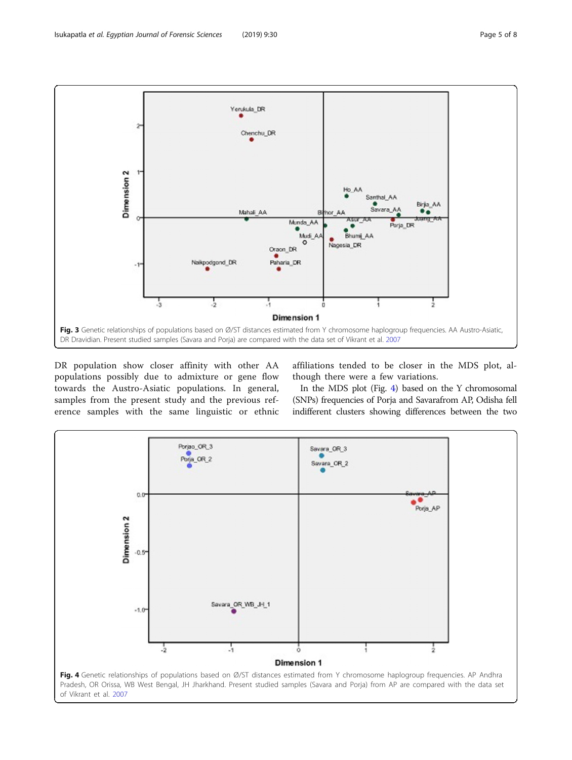**Fig. 3** Genetic relationships of populations based on Ø/ST distances estimated from Y chromosome haplogroup frequencies. AA Austro-Asiatic, DR Dravidian. Present studied samples (Savara and Porja) are compared with the data set of Vikrant et al. 2007

DR population show closer affinity with other AA populations possibly due to admixture or gene flow towards the Austro-Asiatic populations. In general, samples from the present study and the previous reference samples with the same linguistic or ethnic affiliations tended to be closer in the MDS plot, although there were a few variations.

In the MDS plot (Fig. 4) based on the Y chromosomal (SNPs) frequencies of Porja and Savarafrom AP, Odisha fell indifferent clusters showing differences between the two

**Fig. 4** Genetic relationships of populations based on Ø/ST distances estimated from Y chromosome haplogroup frequencies. AP Andhra Pradesh, OR Orissa, WB West Bengal, JH Jharkhand. Present studied samples (Savara and Porja) from AP are compared with the data set of Vikrant et al. 2007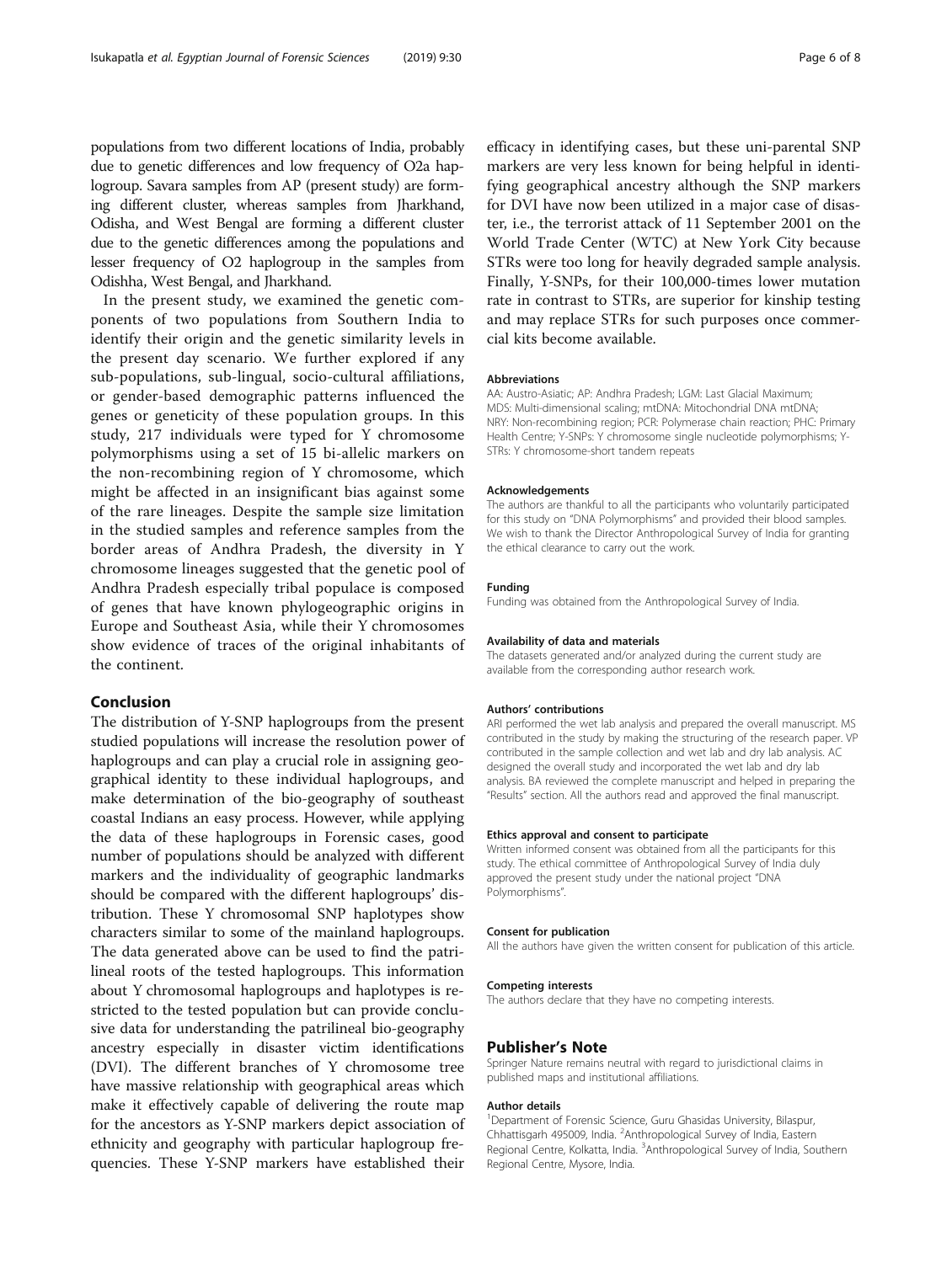populations from two different locations of India, probably due to genetic differences and low frequency of O2a haplogroup. Savara samples from AP (present study) are forming different cluster, whereas samples from Jharkhand, Odisha, and West Bengal are forming a different cluster due to the genetic differences among the populations and lesser frequency of O2 haplogroup in the samples from Odishha, West Bengal, and Jharkhand.

In the present study, we examined the genetic components of two populations from Southern India to identify their origin and the genetic similarity levels in the present day scenario. We further explored if any sub-populations, sub-lingual, socio-cultural affiliations, or gender-based demographic patterns influenced the genes or geneticity of these population groups. In this study, 217 individuals were typed for Y chromosome polymorphisms using a set of 15 bi-allelic markers on the non-recombining region of Y chromosome, which might be affected in an insignificant bias against some of the rare lineages. Despite the sample size limitation in the studied samples and reference samples from the border areas of Andhra Pradesh, the diversity in Y chromosome lineages suggested that the genetic pool of Andhra Pradesh especially tribal populace is composed of genes that have known phylogeographic origins in Europe and Southeast Asia, while their Y chromosomes show evidence of traces of the original inhabitants of the continent.

## Conclusion

The distribution of Y-SNP haplogroups from the present studied populations will increase the resolution power of haplogroups and can play a crucial role in assigning geographical identity to these individual haplogroups, and make determination of the bio-geography of southeast coastal Indians an easy process. However, while applying the data of these haplogroups in Forensic cases, good number of populations should be analyzed with different markers and the individuality of geographic landmarks should be compared with the different haplogroups' distribution. These Y chromosomal SNP haplotypes show characters similar to some of the mainland haplogroups. The data generated above can be used to find the patrilineal roots of the tested haplogroups. This information about Y chromosomal haplogroups and haplotypes is restricted to the tested population but can provide conclusive data for understanding the patrilineal bio-geography ancestry especially in disaster victim identifications (DVI). The different branches of Y chromosome tree have massive relationship with geographical areas which make it effectively capable of delivering the route map for the ancestors as Y-SNP markers depict association of ethnicity and geography with particular haplogroup frequencies. These Y-SNP markers have established their efficacy in identifying cases, but these uni-parental SNP markers are very less known for being helpful in identifying geographical ancestry although the SNP markers for DVI have now been utilized in a major case of disaster, i.e., the terrorist attack of 11 September 2001 on the World Trade Center (WTC) at New York City because STRs were too long for heavily degraded sample analysis. Finally, Y-SNPs, for their 100,000-times lower mutation rate in contrast to STRs, are superior for kinship testing and may replace STRs for such purposes once commercial kits become available.

#### Abbreviations

AA: Austro-Asiatic; AP: Andhra Pradesh; LGM: Last Glacial Maximum; MDS: Multi-dimensional scaling; mtDNA: Mitochondrial DNA mtDNA; NRY: Non-recombining region; PCR: Polymerase chain reaction; PHC: Primary Health Centre; Y-SNPs: Y chromosome single nucleotide polymorphisms; Y-STRs: Y chromosome-short tandem repeats

#### Acknowledgements

The authors are thankful to all the participants who voluntarily participated for this study on "DNA Polymorphisms" and provided their blood samples. We wish to thank the Director Anthropological Survey of India for granting the ethical clearance to carry out the work.

#### Funding

Funding was obtained from the Anthropological Survey of India.

#### Availability of data and materials

The datasets generated and/or analyzed during the current study are available from the corresponding author research work.

#### Authors' contributions

ARI performed the wet lab analysis and prepared the overall manuscript. MS contributed in the study by making the structuring of the research paper. VP contributed in the sample collection and wet lab and dry lab analysis. AC designed the overall study and incorporated the wet lab and dry lab analysis. BA reviewed the complete manuscript and helped in preparing the "Results" section. All the authors read and approved the final manuscript.

#### Ethics approval and consent to participate

Written informed consent was obtained from all the participants for this study. The ethical committee of Anthropological Survey of India duly approved the present study under the national project "DNA Polymorphisms".

#### Consent for publication

All the authors have given the written consent for publication of this article.

#### Competing interests

The authors declare that they have no competing interests.

## Publisher's Note

Springer Nature remains neutral with regard to jurisdictional claims in published maps and institutional affiliations.

#### Author details

[1]Department of Forensic Science, Guru Ghasidas University, Bilaspur, Chhattisgarh 495009, India. [2]Anthropological Survey of India, Eastern Regional Centre, Kolkatta, India. [3]Anthropological Survey of India, Southern Regional Centre, Mysore, India.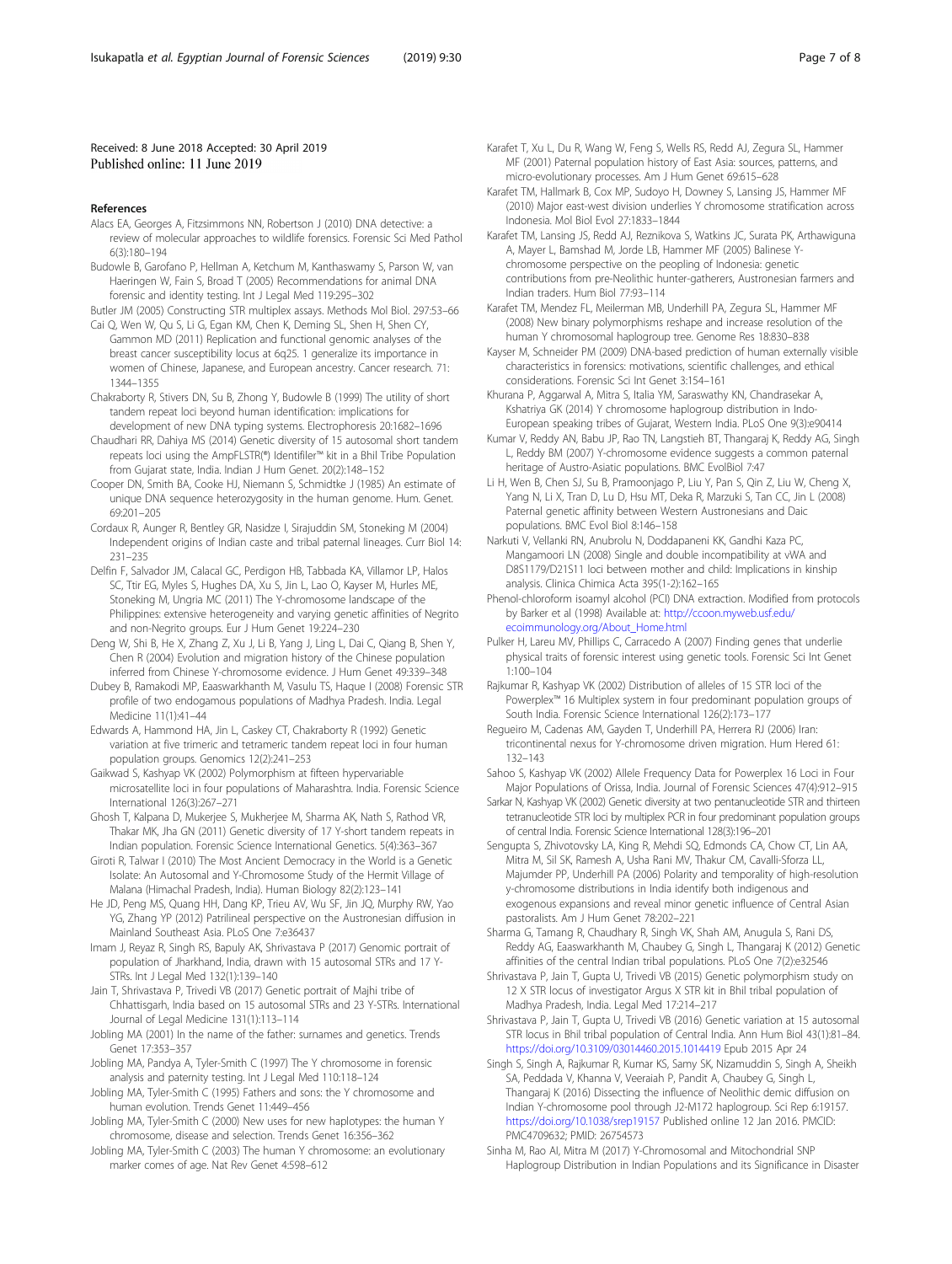Received: 8 June 2018 Accepted: 30 April 2019
Published online: 11 June 2019

## References

Alacs EA, Georges A, Fitzsimmons NN, Robertson J (2010) DNA detective: a review of molecular approaches to wildlife forensics. Forensic Sci Med Pathol 6(3):180–194

Budowle B, Garofano P, Hellman A, Ketchum M, Kanthaswamy S, Parson W, van Haeringen W, Fain S, Broad T (2005) Recommendations for animal DNA forensic and identity testing. Int J Legal Med 119:295–302

Butler JM (2005) Constructing STR multiplex assays. Methods Mol Biol. 297:53–66

Cai Q, Wen W, Qu S, Li G, Egan KM, Chen K, Deming SL, Shen H, Shen CY, Gammon MD (2011) Replication and functional genomic analyses of the breast cancer susceptibility locus at 6q25. 1 generalize its importance in women of Chinese, Japanese, and European ancestry. Cancer research. 71: 1344–1355

Chakraborty R, Stivers DN, Su B, Zhong Y, Budowle B (1999) The utility of short tandem repeat loci beyond human identification: implications for development of new DNA typing systems. Electrophoresis 20:1682–1696

Chaudhari RR, Dahiya MS (2014) Genetic diversity of 15 autosomal short tandem repeats loci using the AmpFLSTR(®) Identifiler™ kit in a Bhil Tribe Population from Gujarat state, India. Indian J Hum Genet. 20(2):148–152

Cooper DN, Smith BA, Cooke HJ, Niemann S, Schmidtke J (1985) An estimate of unique DNA sequence heterozygosity in the human genome. Hum. Genet. 69:201–205

Cordaux R, Aunger R, Bentley GR, Nasidze I, Sirajuddin SM, Stoneking M (2004) Independent origins of Indian caste and tribal paternal lineages. Curr Biol 14: 231–235

Delfin F, Salvador JM, Calacal GC, Perdigon HB, Tabbada KA, Villamor LP, Halos SC, Ttir EG, Myles S, Hughes DA, Xu S, Jin L, Lao O, Kayser M, Hurles ME, Stoneking M, Ungria MC (2011) The Y-chromosome landscape of the Philippines: extensive heterogeneity and varying genetic affinities of Negrito and non-Negrito groups. Eur J Hum Genet 19:224–230

Deng W, Shi B, He X, Zhang Z, Xu J, Li B, Yang J, Ling L, Dai C, Qiang B, Shen Y, Chen R (2004) Evolution and migration history of the Chinese population inferred from Chinese Y-chromosome evidence. J Hum Genet 49:339–348

Dubey B, Ramakodi MP, Eaaswarkhanth M, Vasulu TS, Haque I (2008) Forensic STR profile of two endogamous populations of Madhya Pradesh. India. Legal Medicine 11(1):41–44

Edwards A, Hammond HA, Jin L, Caskey CT, Chakraborty R (1992) Genetic variation at five trimeric and tetrameric tandem repeat loci in four human population groups. Genomics 12(2):241–253

Gaikwad S, Kashyap VK (2002) Polymorphism at fifteen hypervariable microsatellite loci in four populations of Maharashtra. India. Forensic Science International 126(3):267–271

Ghosh T, Kalpana D, Mukerjee S, Mukherjee M, Sharma AK, Nath S, Rathod VR, Thakar MK, Jha GN (2011) Genetic diversity of 17 Y-short tandem repeats in Indian population. Forensic Science International Genetics. 5(4):363–367

Giroti R, Talwar I (2010) The Most Ancient Democracy in the World is a Genetic Isolate: An Autosomal and Y-Chromosome Study of the Hermit Village of Malana (Himachal Pradesh, India). Human Biology 82(2):123–141

He JD, Peng MS, Quang HH, Dang KP, Trieu AV, Wu SF, Jin JQ, Murphy RW, Yao YG, Zhang YP (2012) Patrilineal perspective on the Austronesian diffusion in Mainland Southeast Asia. PLoS One 7:e36437

Imam J, Reyaz R, Singh RS, Bapuly AK, Shrivastava P (2017) Genomic portrait of population of Jharkhand, India, drawn with 15 autosomal STRs and 17 Y-STRs. Int J Legal Med 132(1):139–140

Jain T, Shrivastava P, Trivedi VB (2017) Genetic portrait of Majhi tribe of Chhattisgarh, India based on 15 autosomal STRs and 23 Y-STRs. International Journal of Legal Medicine 131(1):113–114

Jobling MA (2001) In the name of the father: surnames and genetics. Trends Genet 17:353–357

Jobling MA, Pandya A, Tyler-Smith C (1997) The Y chromosome in forensic analysis and paternity testing. Int J Legal Med 110:118–124

Jobling MA, Tyler-Smith C (1995) Fathers and sons: the Y chromosome and human evolution. Trends Genet 11:449–456

Jobling MA, Tyler-Smith C (2000) New uses for new haplotypes: the human Y chromosome, disease and selection. Trends Genet 16:356–362

Jobling MA, Tyler-Smith C (2003) The human Y chromosome: an evolutionary marker comes of age. Nat Rev Genet 4:598–612

Karafet T, Xu L, Du R, Wang W, Feng S, Wells RS, Redd AJ, Zegura SL, Hammer MF (2001) Paternal population history of East Asia: sources, patterns, and micro-evolutionary processes. Am J Hum Genet 69:615–628

Karafet TM, Hallmark B, Cox MP, Sudoyo H, Downey S, Lansing JS, Hammer MF (2010) Major east-west division underlies Y chromosome stratification across Indonesia. Mol Biol Evol 27:1833–1844

Karafet TM, Lansing JS, Redd AJ, Reznikova S, Watkins JC, Surata PK, Arthawiguna A, Mayer L, Bamshad M, Jorde LB, Hammer MF (2005) Balinese Y-chromosome perspective on the peopling of Indonesia: genetic contributions from pre-Neolithic hunter-gatherers, Austronesian farmers and Indian traders. Hum Biol 77:93–114

Karafet TM, Mendez FL, Meilerman MB, Underhill PA, Zegura SL, Hammer MF (2008) New binary polymorphisms reshape and increase resolution of the human Y chromosomal haplogroup tree. Genome Res 18:830–838

Kayser M, Schneider PM (2009) DNA-based prediction of human externally visible characteristics in forensics: motivations, scientific challenges, and ethical considerations. Forensic Sci Int Genet 3:154–161

Khurana P, Aggarwal A, Mitra S, Italia YM, Saraswathy KN, Chandrasekar A, Kshatriya GK (2014) Y chromosome haplogroup distribution in Indo-European speaking tribes of Gujarat, Western India. PLoS One 9(3):e90414

Kumar V, Reddy AN, Babu JP, Rao TN, Langstieh BT, Thangaraj K, Reddy AG, Singh L, Reddy BM (2007) Y-chromosome evidence suggests a common paternal heritage of Austro-Asiatic populations. BMC EvolBiol 7:47

Li H, Wen B, Chen SJ, Su B, Pramoonjago P, Liu Y, Pan S, Qin Z, Liu W, Cheng X, Yang N, Li X, Tran D, Lu D, Hsu MT, Deka R, Marzuki S, Tan CC, Jin L (2008) Paternal genetic affinity between Western Austronesians and Daic populations. BMC Evol Biol 8:146–158

Narkuti V, Vellanki RN, Anubrolu N, Doddapaneni KK, Gandhi Kaza PC, Mangamoori LN (2008) Single and double incompatibility at vWA and D8S1179/D21S11 loci between mother and child: Implications in kinship analysis. Clinica Chimica Acta 395(1-2):162–165

Phenol-chloroform isoamyl alcohol (PCI) DNA extraction. Modified from protocols by Barker et al (1998) Available at: http://ccoon.myweb.usf.edu/ecoimmunology.org/About_Home.html

Pulker H, Lareu MV, Phillips C, Carracedo A (2007) Finding genes that underlie physical traits of forensic interest using genetic tools. Forensic Sci Int Genet 1:100–104

Rajkumar R, Kashyap VK (2002) Distribution of alleles of 15 STR loci of the Powerplex™ 16 Multiplex system in four predominant population groups of South India. Forensic Science International 126(2):173–177

Regueiro M, Cadenas AM, Gayden T, Underhill PA, Herrera RJ (2006) Iran: tricontinental nexus for Y-chromosome driven migration. Hum Hered 61: 132–143

Sahoo S, Kashyap VK (2002) Allele Frequency Data for Powerplex 16 Loci in Four Major Populations of Orissa, India. Journal of Forensic Sciences 47(4):912–915

Sarkar N, Kashyap VK (2002) Genetic diversity at two pentanucleotide STR and thirteen tetranucleotide STR loci by multiplex PCR in four predominant population groups of central India. Forensic Science International 128(3):196–201

Sengupta S, Zhivotovsky LA, King R, Mehdi SQ, Edmonds CA, Chow CT, Lin AA, Mitra M, Sil SK, Ramesh A, Usha Rani MV, Thakur CM, Cavalli-Sforza LL, Majumder PP, Underhill PA (2006) Polarity and temporality of high-resolution y-chromosome distributions in India identify both indigenous and exogenous expansions and reveal minor genetic influence of Central Asian pastoralists. Am J Hum Genet 78:202–221

Sharma G, Tamang R, Chaudhary R, Singh VK, Shah AM, Anugula S, Rani DS, Reddy AG, Eaaswarkhanth M, Chaubey G, Singh L, Thangaraj K (2012) Genetic affinities of the central Indian tribal populations. PLoS One 7(2):e32546

Shrivastava P, Jain T, Gupta U, Trivedi VB (2015) Genetic polymorphism study on 12 X STR locus of investigator Argus X STR kit in Bhil tribal population of Madhya Pradesh, India. Legal Med 17:214–217

Shrivastava P, Jain T, Gupta U, Trivedi VB (2016) Genetic variation at 15 autosomal STR locus in Bhil tribal population of Central India. Ann Hum Biol 43(1):81–84. https://doi.org/10.3109/03014460.2015.1014419 Epub 2015 Apr 24

Singh S, Singh A, Rajkumar R, Kumar KS, Samy SK, Nizamuddin S, Singh A, Sheikh SA, Peddada V, Khanna V, Veeraiah P, Pandit A, Chaubey G, Singh L, Thangaraj K (2016) Dissecting the influence of Neolithic demic diffusion on Indian Y-chromosome pool through J2-M172 haplogroup. Sci Rep 6:19157. https://doi.org/10.1038/srep19157 Published online 12 Jan 2016. PMCID: PMC4709632; PMID: 26754573

Sinha M, Rao AI, Mitra M (2017) Y-Chromosomal and Mitochondrial SNP Haplogroup Distribution in Indian Populations and its Significance in Disaster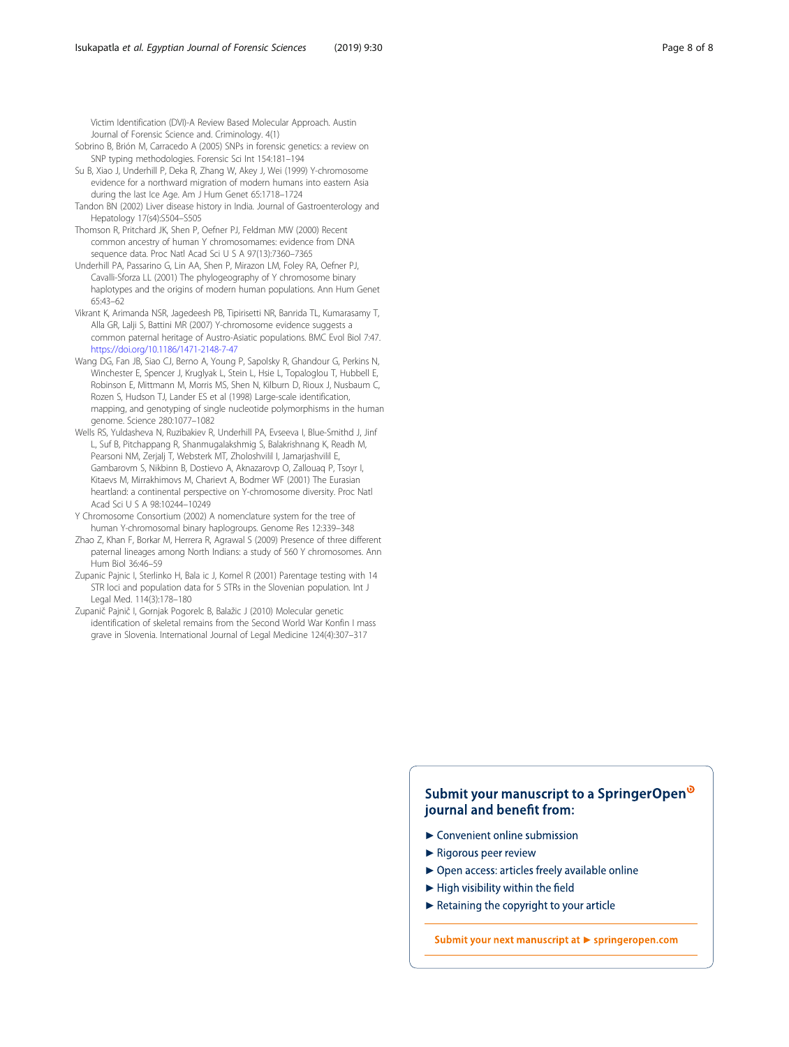Victim Identification (DVI)-A Review Based Molecular Approach. Austin Journal of Forensic Science and. Criminology. 4(1)

Sobrino B, Brión M, Carracedo A (2005) SNPs in forensic genetics: a review on SNP typing methodologies. Forensic Sci Int 154:181–194

Su B, Xiao J, Underhill P, Deka R, Zhang W, Akey J, Wei (1999) Y-chromosome evidence for a northward migration of modern humans into eastern Asia during the last Ice Age. Am J Hum Genet 65:1718–1724

Tandon BN (2002) Liver disease history in India. Journal of Gastroenterology and Hepatology 17(s4):S504–S505

Thomson R, Pritchard JK, Shen P, Oefner PJ, Feldman MW (2000) Recent common ancestry of human Y chromosomames: evidence from DNA sequence data. Proc Natl Acad Sci U S A 97(13):7360–7365

Underhill PA, Passarino G, Lin AA, Shen P, Mirazon LM, Foley RA, Oefner PJ, Cavalli-Sforza LL (2001) The phylogeography of Y chromosome binary haplotypes and the origins of modern human populations. Ann Hum Genet 65:43–62

Vikrant K, Arimanda NSR, Jagedeesh PB, Tipirisetti NR, Banrida TL, Kumarasamy T, Alla GR, Lalji S, Battini MR (2007) Y-chromosome evidence suggests a common paternal heritage of Austro-Asiatic populations. BMC Evol Biol 7:47. https://doi.org/10.1186/1471-2148-7-47

Wang DG, Fan JB, Siao CJ, Berno A, Young P, Sapolsky R, Ghandour G, Perkins N, Winchester E, Spencer J, Kruglyak L, Stein L, Hsie L, Topaloglou T, Hubbell E, Robinson E, Mittmann M, Morris MS, Shen N, Kilburn D, Rioux J, Nusbaum C, Rozen S, Hudson TJ, Lander ES et al (1998) Large-scale identification, mapping, and genotyping of single nucleotide polymorphisms in the human genome. Science 280:1077–1082

Wells RS, Yuldasheva N, Ruzibakiev R, Underhill PA, Evseeva I, Blue-Smithd J, Jinf L, Suf B, Pitchappang R, Shanmugalakshmig S, Balakrishnang K, Readh M, Pearsoni NM, Zerjalj T, Websterk MT, Zholoshvilil I, Jamarjashvilil E, Gambarovm S, Nikbinn B, Dostievo A, Aknazarovp O, Zallouaq P, Tsoyr I, Kitaevs M, Mirrakhimovs M, Charievt A, Bodmer WF (2001) The Eurasian heartland: a continental perspective on Y-chromosome diversity. Proc Natl Acad Sci U S A 98:10244–10249

Y Chromosome Consortium (2002) A nomenclature system for the tree of human Y-chromosomal binary haplogroups. Genome Res 12:339–348

Zhao Z, Khan F, Borkar M, Herrera R, Agrawal S (2009) Presence of three different paternal lineages among North Indians: a study of 560 Y chromosomes. Ann Hum Biol 36:46–59

Zupanic Pajnic I, Sterlinko H, Bala ic J, Komel R (2001) Parentage testing with 14 STR loci and population data for 5 STRs in the Slovenian population. Int J Legal Med. 114(3):178–180

Zupanič Pajnič I, Gornjak Pogorelc B, Balažic J (2010) Molecular genetic identification of skeletal remains from the Second World War Konfin I mass grave in Slovenia. International Journal of Legal Medicine 124(4):307–317